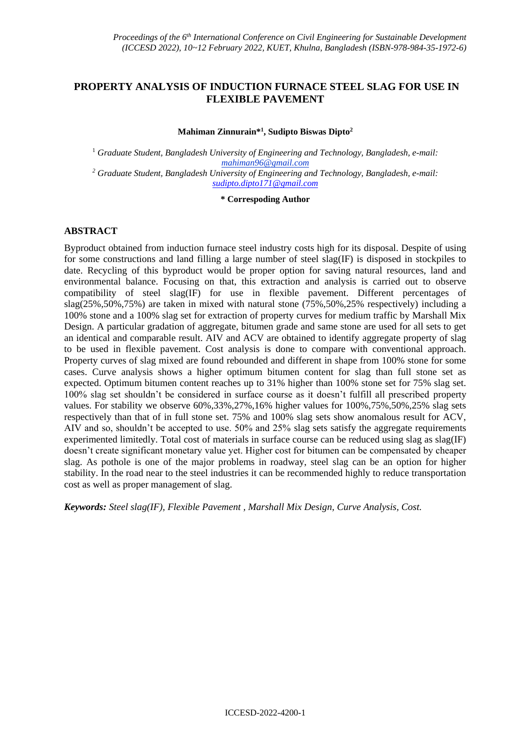# PROPERTY ANALYSIS OF INDUCTION FURNACE STEEL SLAG FOR USE IN FLEXIBLE PAVEMENT

**Mahiman Zinnurain*[1], Sudipto Biswas Dipto[2]**

[1] *Graduate Student, Bangladesh University of Engineering and Technology, Bangladesh, e-mail: mahiman96@gmail.com*

[2] *Graduate Student, Bangladesh University of Engineering and Technology, Bangladesh, e-mail: sudipto.dipto171@gmail.com*

**\* Correspoding Author**

## ABSTRACT

Byproduct obtained from induction furnace steel industry costs high for its disposal. Despite of using for some constructions and land filling a large number of steel slag(IF) is disposed in stockpiles to date. Recycling of this byproduct would be proper option for saving natural resources, land and environmental balance. Focusing on that, this extraction and analysis is carried out to observe compatibility of steel slag(IF) for use in flexible pavement. Different percentages of slag(25%,50%,75%) are taken in mixed with natural stone (75%,50%,25% respectively) including a 100% stone and a 100% slag set for extraction of property curves for medium traffic by Marshall Mix Design. A particular gradation of aggregate, bitumen grade and same stone are used for all sets to get an identical and comparable result. AIV and ACV are obtained to identify aggregate property of slag to be used in flexible pavement. Cost analysis is done to compare with conventional approach. Property curves of slag mixed are found rebounded and different in shape from 100% stone for some cases. Curve analysis shows a higher optimum bitumen content for slag than full stone set as expected. Optimum bitumen content reaches up to 31% higher than 100% stone set for 75% slag set. 100% slag set shouldn't be considered in surface course as it doesn't fulfill all prescribed property values. For stability we observe 60%,33%,27%,16% higher values for 100%,75%,50%,25% slag sets respectively than that of in full stone set. 75% and 100% slag sets show anomalous result for ACV, AIV and so, shouldn't be accepted to use. 50% and 25% slag sets satisfy the aggregate requirements experimented limitedly. Total cost of materials in surface course can be reduced using slag as slag(IF) doesn't create significant monetary value yet. Higher cost for bitumen can be compensated by cheaper slag. As pothole is one of the major problems in roadway, steel slag can be an option for higher stability. In the road near to the steel industries it can be recommended highly to reduce transportation cost as well as proper management of slag.

***Keywords:*** *Steel slag(IF), Flexible Pavement , Marshall Mix Design, Curve Analysis, Cost.*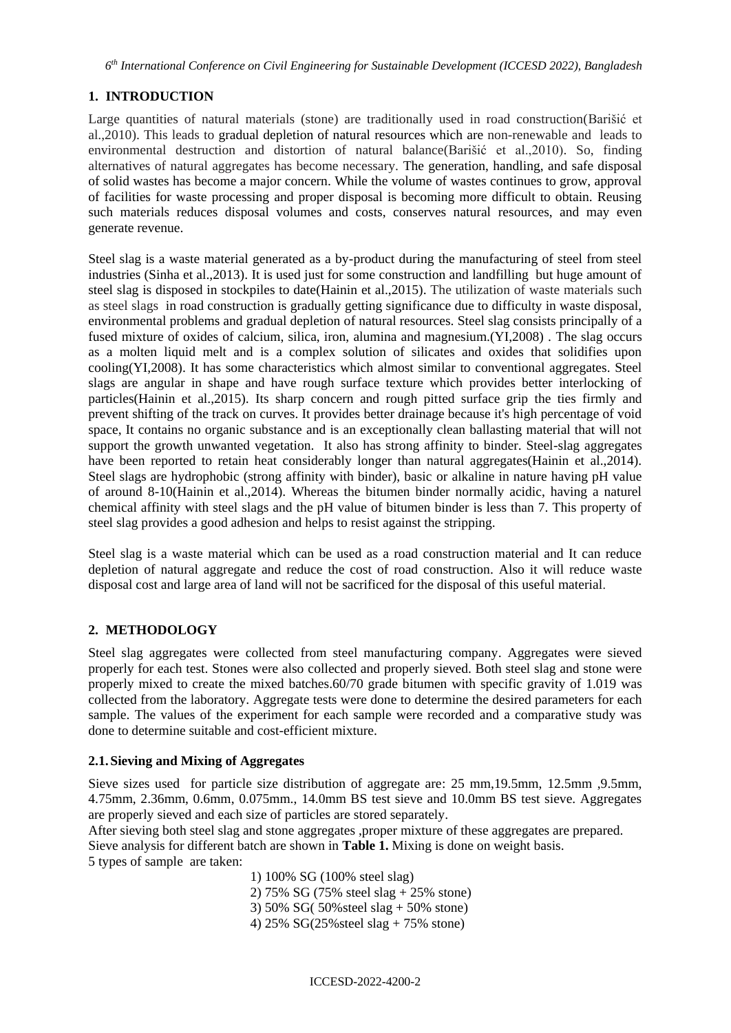## 1. INTRODUCTION

Large quantities of natural materials (stone) are traditionally used in road construction(Barišić et al.,2010). This leads to gradual depletion of natural resources which are non-renewable and leads to environmental destruction and distortion of natural balance(Barišić et al.,2010). So, finding alternatives of natural aggregates has become necessary. The generation, handling, and safe disposal of solid wastes has become a major concern. While the volume of wastes continues to grow, approval of facilities for waste processing and proper disposal is becoming more difficult to obtain. Reusing such materials reduces disposal volumes and costs, conserves natural resources, and may even generate revenue.

Steel slag is a waste material generated as a by-product during the manufacturing of steel from steel industries (Sinha et al.,2013). It is used just for some construction and landfilling but huge amount of steel slag is disposed in stockpiles to date(Hainin et al.,2015). The utilization of waste materials such as steel slags in road construction is gradually getting significance due to difficulty in waste disposal, environmental problems and gradual depletion of natural resources. Steel slag consists principally of a fused mixture of oxides of calcium, silica, iron, alumina and magnesium.(YI,2008) . The slag occurs as a molten liquid melt and is a complex solution of silicates and oxides that solidifies upon cooling(YI,2008). It has some characteristics which almost similar to conventional aggregates. Steel slags are angular in shape and have rough surface texture which provides better interlocking of particles(Hainin et al.,2015). Its sharp concern and rough pitted surface grip the ties firmly and prevent shifting of the track on curves. It provides better drainage because it's high percentage of void space, It contains no organic substance and is an exceptionally clean ballasting material that will not support the growth unwanted vegetation. It also has strong affinity to binder. Steel-slag aggregates have been reported to retain heat considerably longer than natural aggregates(Hainin et al.,2014). Steel slags are hydrophobic (strong affinity with binder), basic or alkaline in nature having pH value of around 8-10(Hainin et al.,2014). Whereas the bitumen binder normally acidic, having a naturel chemical affinity with steel slags and the pH value of bitumen binder is less than 7. This property of steel slag provides a good adhesion and helps to resist against the stripping.

Steel slag is a waste material which can be used as a road construction material and It can reduce depletion of natural aggregate and reduce the cost of road construction. Also it will reduce waste disposal cost and large area of land will not be sacrificed for the disposal of this useful material.

## 2. METHODOLOGY

Steel slag aggregates were collected from steel manufacturing company. Aggregates were sieved properly for each test. Stones were also collected and properly sieved. Both steel slag and stone were properly mixed to create the mixed batches.60/70 grade bitumen with specific gravity of 1.019 was collected from the laboratory. Aggregate tests were done to determine the desired parameters for each sample. The values of the experiment for each sample were recorded and a comparative study was done to determine suitable and cost-efficient mixture.

### 2.1. Sieving and Mixing of Aggregates

Sieve sizes used for particle size distribution of aggregate are: 25 mm,19.5mm, 12.5mm ,9.5mm, 4.75mm, 2.36mm, 0.6mm, 0.075mm., 14.0mm BS test sieve and 10.0mm BS test sieve. Aggregates are properly sieved and each size of particles are stored separately.

After sieving both steel slag and stone aggregates ,proper mixture of these aggregates are prepared.

Sieve analysis for different batch are shown in **Table 1.** Mixing is done on weight basis.

5 types of sample are taken:

1) 100% SG (100% steel slag)
2) 75% SG (75% steel slag + 25% stone)
3) 50% SG( 50%steel slag + 50% stone)
4) 25% SG(25%steel slag + 75% stone)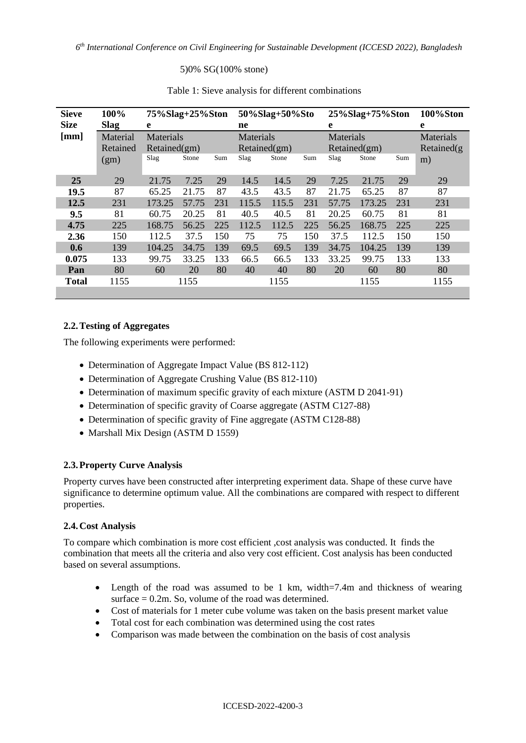5)0% SG(100% stone)

Table 1: Sieve analysis for different combinations

| Sieve Size [mm] | 100% Slag | 75%Slag+25%Stone | | | 50%Slag+50%Stone | | | 25%Slag+75%Stone | | | 100%Stone |
|---|---|---|---|---|---|---|---|---|---|---|---|
| | Material Retained (gm) | Materials Retained(gm) | | | Materials Retained(gm) | | | Materials Retained(gm) | | | Materials Retained(gm) |
| | | Slag | Stone | Sum | Slag | Stone | Sum | Slag | Stone | Sum | |
| **25** | 29 | 21.75 | 7.25 | 29 | 14.5 | 14.5 | 29 | 7.25 | 21.75 | 29 | 29 |
| **19.5** | 87 | 65.25 | 21.75 | 87 | 43.5 | 43.5 | 87 | 21.75 | 65.25 | 87 | 87 |
| **12.5** | 231 | 173.25 | 57.75 | 231 | 115.5 | 115.5 | 231 | 57.75 | 173.25 | 231 | 231 |
| **9.5** | 81 | 60.75 | 20.25 | 81 | 40.5 | 40.5 | 81 | 20.25 | 60.75 | 81 | 81 |
| **4.75** | 225 | 168.75 | 56.25 | 225 | 112.5 | 112.5 | 225 | 56.25 | 168.75 | 225 | 225 |
| **2.36** | 150 | 112.5 | 37.5 | 150 | 75 | 75 | 150 | 37.5 | 112.5 | 150 | 150 |
| **0.6** | 139 | 104.25 | 34.75 | 139 | 69.5 | 69.5 | 139 | 34.75 | 104.25 | 139 | 139 |
| **0.075** | 133 | 99.75 | 33.25 | 133 | 66.5 | 66.5 | 133 | 33.25 | 99.75 | 133 | 133 |
| **Pan** | 80 | 60 | 20 | 80 | 40 | 40 | 80 | 20 | 60 | 80 | 80 |
| **Total** | 1155 | 1155 | | | 1155 | | | 1155 | | | 1155 |

### 2.2. Testing of Aggregates

The following experiments were performed:

- Determination of Aggregate Impact Value (BS 812-112)
- Determination of Aggregate Crushing Value (BS 812-110)
- Determination of maximum specific gravity of each mixture (ASTM D 2041-91)
- Determination of specific gravity of Coarse aggregate (ASTM C127-88)
- Determination of specific gravity of Fine aggregate (ASTM C128-88)
- Marshall Mix Design (ASTM D 1559)

### 2.3. Property Curve Analysis

Property curves have been constructed after interpreting experiment data. Shape of these curve have significance to determine optimum value. All the combinations are compared with respect to different properties.

### 2.4. Cost Analysis

To compare which combination is more cost efficient ,cost analysis was conducted. It finds the combination that meets all the criteria and also very cost efficient. Cost analysis has been conducted based on several assumptions.

- Length of the road was assumed to be 1 km, width=7.4m and thickness of wearing surface = 0.2m. So, volume of the road was determined.
- Cost of materials for 1 meter cube volume was taken on the basis present market value
- Total cost for each combination was determined using the cost rates
- Comparison was made between the combination on the basis of cost analysis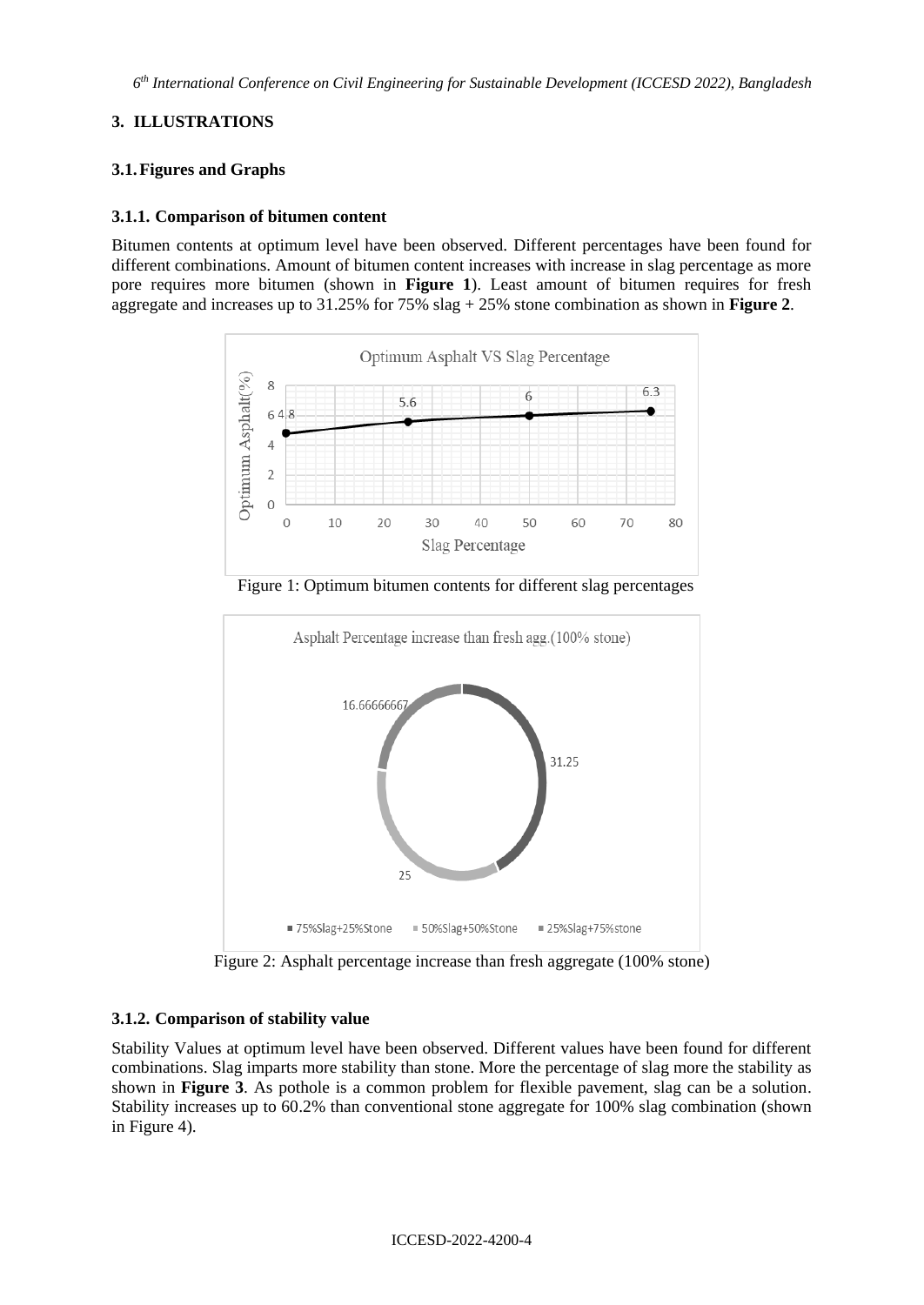# 3. ILLUSTRATIONS

## 3.1. Figures and Graphs

### 3.1.1. Comparison of bitumen content

Bitumen contents at optimum level have been observed. Different percentages have been found for different combinations. Amount of bitumen content increases with increase in slag percentage as more pore requires more bitumen (shown in **Figure 1**). Least amount of bitumen requires for fresh aggregate and increases up to 31.25% for 75% slag + 25% stone combination as shown in **Figure 2**.

Figure 1: Optimum bitumen contents for different slag percentages

Figure 2: Asphalt percentage increase than fresh aggregate (100% stone)

### 3.1.2. Comparison of stability value

Stability Values at optimum level have been observed. Different values have been found for different combinations. Slag imparts more stability than stone. More the percentage of slag more the stability as shown in **Figure 3**. As pothole is a common problem for flexible pavement, slag can be a solution. Stability increases up to 60.2% than conventional stone aggregate for 100% slag combination (shown in Figure 4).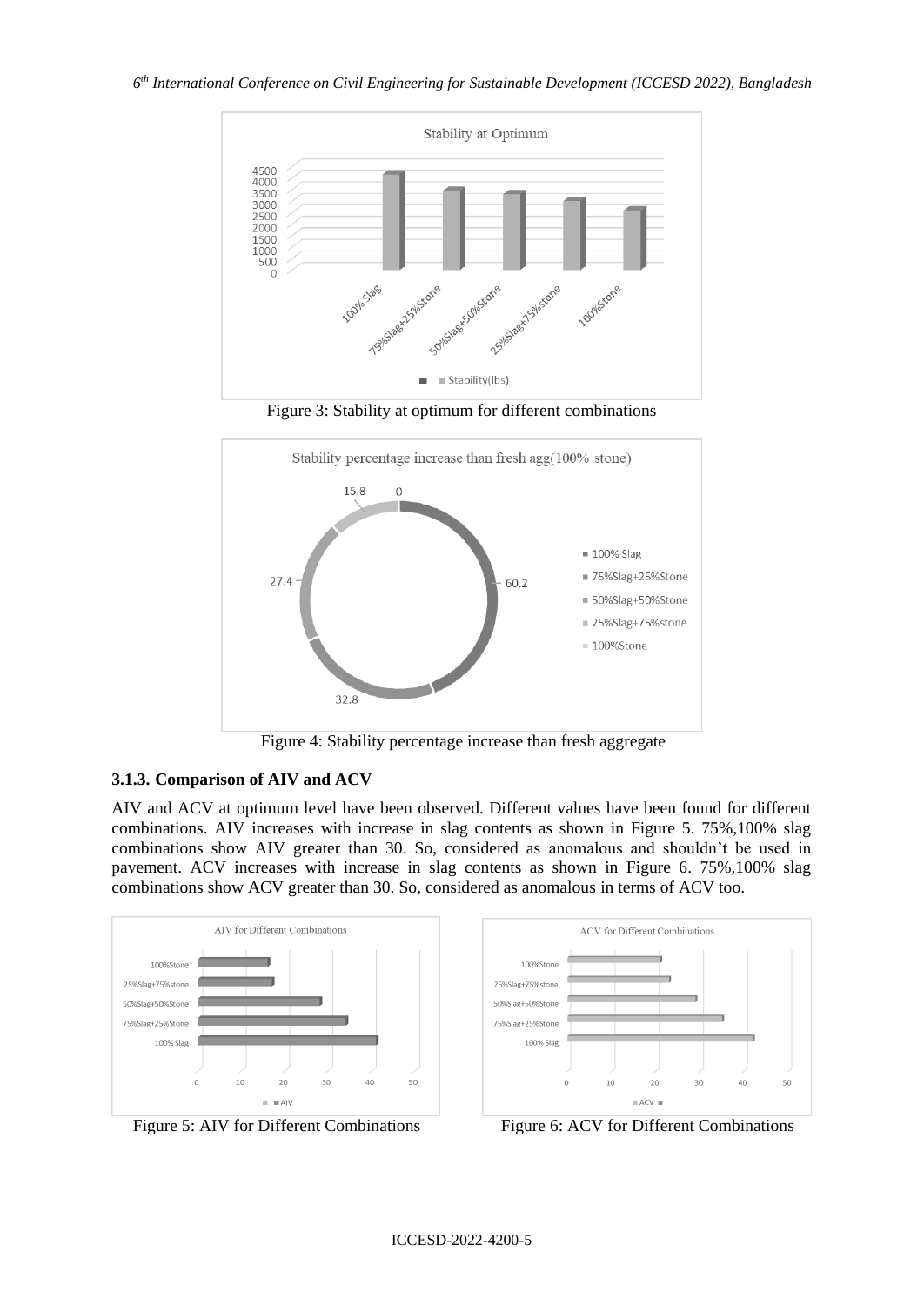Figure 3: Stability at optimum for different combinations

Figure 4: Stability percentage increase than fresh aggregate

### 3.1.3. Comparison of AIV and ACV

AIV and ACV at optimum level have been observed. Different values have been found for different combinations. AIV increases with increase in slag contents as shown in Figure 5. 75%,100% slag combinations show AIV greater than 30. So, considered as anomalous and shouldn't be used in pavement. ACV increases with increase in slag contents as shown in Figure 6. 75%,100% slag combinations show ACV greater than 30. So, considered as anomalous in terms of ACV too.

Figure 5: AIV for Different Combinations

Figure 6: ACV for Different Combinations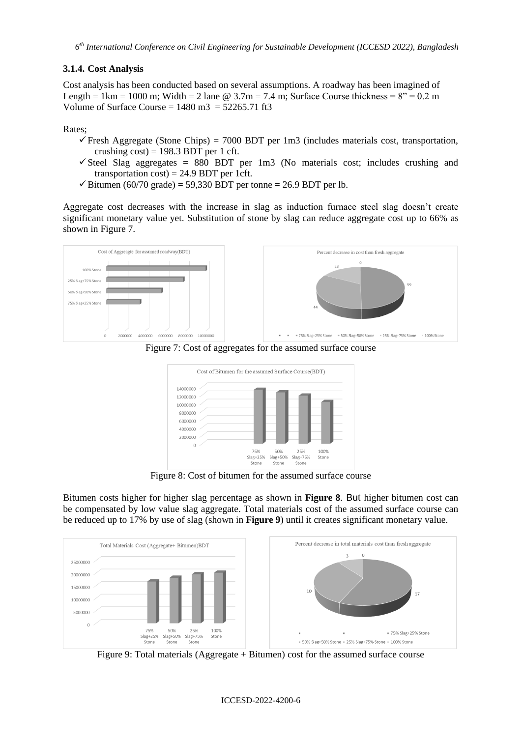### 3.1.4. Cost Analysis

Cost analysis has been conducted based on several assumptions. A roadway has been imagined of Length = 1km = 1000 m; Width = 2 lane @ 3.7m = 7.4 m; Surface Course thickness = 8" = 0.2 m
Volume of Surface Course = 1480 m3 = 52265.71 ft3

Rates;

- ✓ Fresh Aggregate (Stone Chips) = 7000 BDT per 1m3 (includes materials cost, transportation, crushing cost) = 198.3 BDT per 1 cft.
- ✓ Steel Slag aggregates = 880 BDT per 1m3 (No materials cost; includes crushing and transportation cost) = 24.9 BDT per 1cft.
- ✓ Bitumen (60/70 grade) = 59,330 BDT per tonne = 26.9 BDT per lb.

Aggregate cost decreases with the increase in slag as induction furnace steel slag doesn't create significant monetary value yet. Substitution of stone by slag can reduce aggregate cost up to 66% as shown in Figure 7.

Figure 7: Cost of aggregates for the assumed surface course

Figure 8: Cost of bitumen for the assumed surface course

Bitumen costs higher for higher slag percentage as shown in **Figure 8**. But higher bitumen cost can be compensated by low value slag aggregate. Total materials cost of the assumed surface course can be reduced up to 17% by use of slag (shown in **Figure 9**) until it creates significant monetary value.

Figure 9: Total materials (Aggregate + Bitumen) cost for the assumed surface course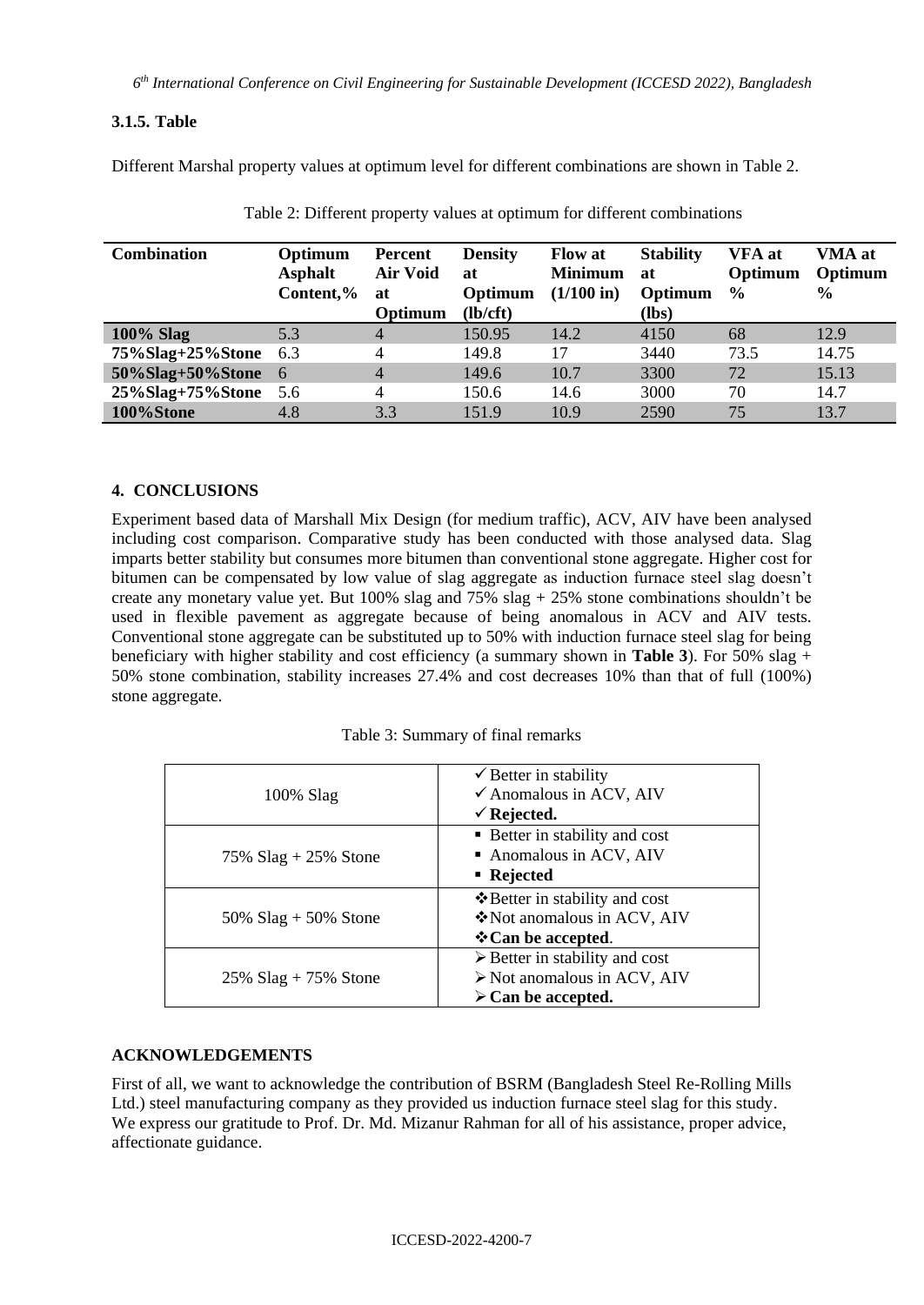### 3.1.5. Table

Different Marshal property values at optimum level for different combinations are shown in Table 2.

Table 2: Different property values at optimum for different combinations

| Combination | Optimum Asphalt Content,% | Percent Air Void at Optimum | Density at Optimum (lb/cft) | Flow at Minimum (1/100 in) | Stability at Optimum (lbs) | VFA at Optimum % | VMA at Optimum % |
|---|---|---|---|---|---|---|---|
| **100% Slag** | 5.3 | 4 | 150.95 | 14.2 | 4150 | 68 | 12.9 |
| **75%Slag+25%Stone** | 6.3 | 4 | 149.8 | 17 | 3440 | 73.5 | 14.75 |
| **50%Slag+50%Stone** | 6 | 4 | 149.6 | 10.7 | 3300 | 72 | 15.13 |
| **25%Slag+75%Stone** | 5.6 | 4 | 150.6 | 14.6 | 3000 | 70 | 14.7 |
| **100%Stone** | 4.8 | 3.3 | 151.9 | 10.9 | 2590 | 75 | 13.7 |

## 4. CONCLUSIONS

Experiment based data of Marshall Mix Design (for medium traffic), ACV, AIV have been analysed including cost comparison. Comparative study has been conducted with those analysed data. Slag imparts better stability but consumes more bitumen than conventional stone aggregate. Higher cost for bitumen can be compensated by low value of slag aggregate as induction furnace steel slag doesn't create any monetary value yet. But 100% slag and 75% slag + 25% stone combinations shouldn't be used in flexible pavement as aggregate because of being anomalous in ACV and AIV tests. Conventional stone aggregate can be substituted up to 50% with induction furnace steel slag for being beneficiary with higher stability and cost efficiency (a summary shown in **Table 3**). For 50% slag + 50% stone combination, stability increases 27.4% and cost decreases 10% than that of full (100%) stone aggregate.

Table 3: Summary of final remarks

| | |
|---|---|
| 100% Slag | ✓ Better in stability<br>✓ Anomalous in ACV, AIV<br>✓ **Rejected.** |
| 75% Slag + 25% Stone | ▪ Better in stability and cost<br>▪ Anomalous in ACV, AIV<br>▪ **Rejected** |
| 50% Slag + 50% Stone | ❖ Better in stability and cost<br>❖ Not anomalous in ACV, AIV<br>❖ **Can be accepted**. |
| 25% Slag + 75% Stone | ➢ Better in stability and cost<br>➢ Not anomalous in ACV, AIV<br>➢ **Can be accepted.** |

## ACKNOWLEDGEMENTS

First of all, we want to acknowledge the contribution of BSRM (Bangladesh Steel Re-Rolling Mills Ltd.) steel manufacturing company as they provided us induction furnace steel slag for this study. We express our gratitude to Prof. Dr. Md. Mizanur Rahman for all of his assistance, proper advice, affectionate guidance.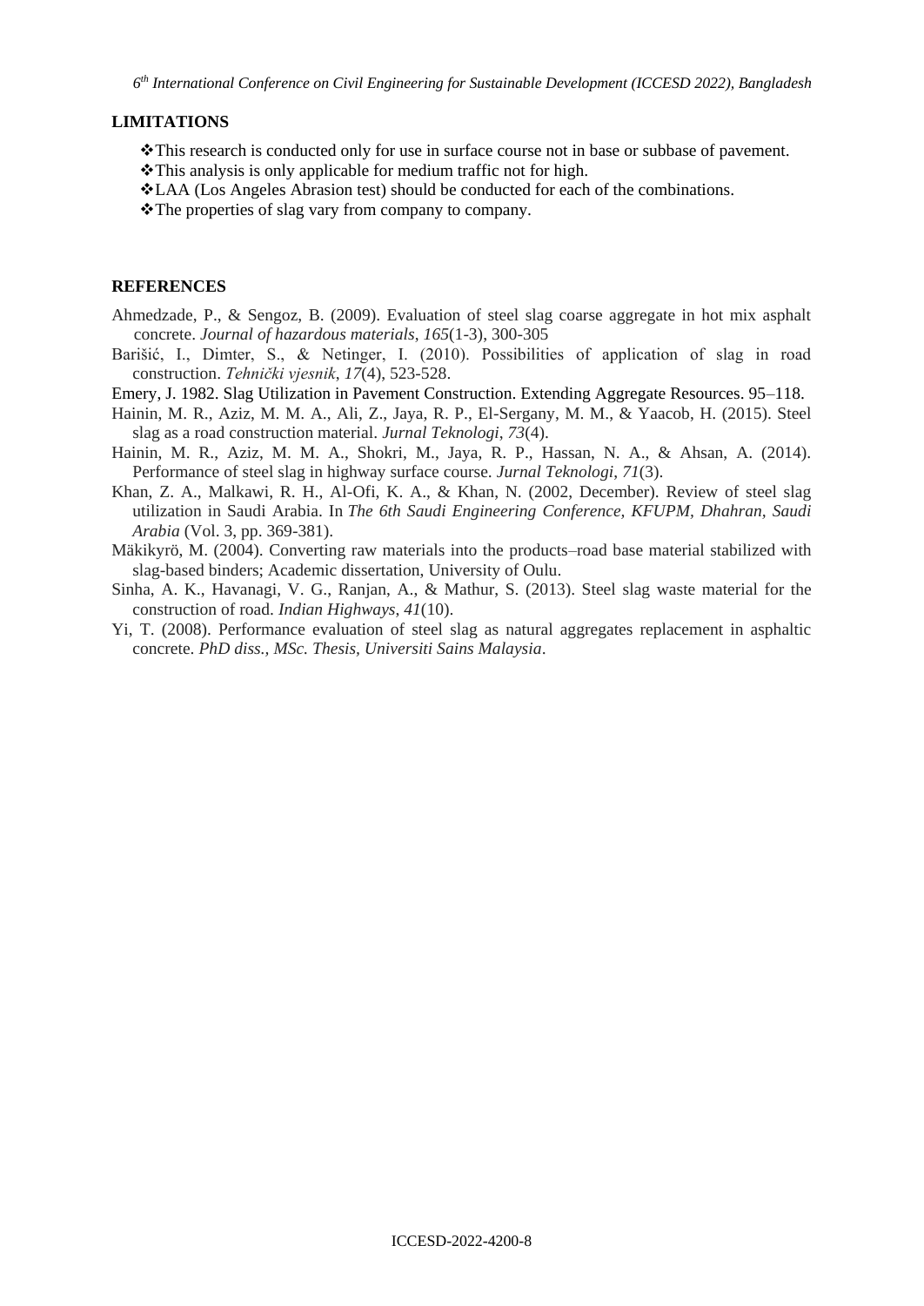## LIMITATIONS

- ❖This research is conducted only for use in surface course not in base or subbase of pavement.
- ❖This analysis is only applicable for medium traffic not for high.
- ❖LAA (Los Angeles Abrasion test) should be conducted for each of the combinations.
- ❖The properties of slag vary from company to company.

## REFERENCES

Ahmedzade, P., & Sengoz, B. (2009). Evaluation of steel slag coarse aggregate in hot mix asphalt concrete. *Journal of hazardous materials*, *165*(1-3), 300-305

Barišić, I., Dimter, S., & Netinger, I. (2010). Possibilities of application of slag in road construction. *Tehnički vjesnik*, *17*(4), 523-528.

Emery, J. 1982. Slag Utilization in Pavement Construction. Extending Aggregate Resources. 95–118.

Hainin, M. R., Aziz, M. M. A., Ali, Z., Jaya, R. P., El-Sergany, M. M., & Yaacob, H. (2015). Steel slag as a road construction material. *Jurnal Teknologi*, *73*(4).

Hainin, M. R., Aziz, M. M. A., Shokri, M., Jaya, R. P., Hassan, N. A., & Ahsan, A. (2014). Performance of steel slag in highway surface course. *Jurnal Teknologi*, *71*(3).

Khan, Z. A., Malkawi, R. H., Al-Ofi, K. A., & Khan, N. (2002, December). Review of steel slag utilization in Saudi Arabia. In *The 6th Saudi Engineering Conference, KFUPM, Dhahran, Saudi Arabia* (Vol. 3, pp. 369-381).

Mäkikyrö, M. (2004). Converting raw materials into the products–road base material stabilized with slag-based binders; Academic dissertation, University of Oulu.

Sinha, A. K., Havanagi, V. G., Ranjan, A., & Mathur, S. (2013). Steel slag waste material for the construction of road. *Indian Highways*, *41*(10).

Yi, T. (2008). Performance evaluation of steel slag as natural aggregates replacement in asphaltic concrete. *PhD diss., MSc. Thesis, Universiti Sains Malaysia*.